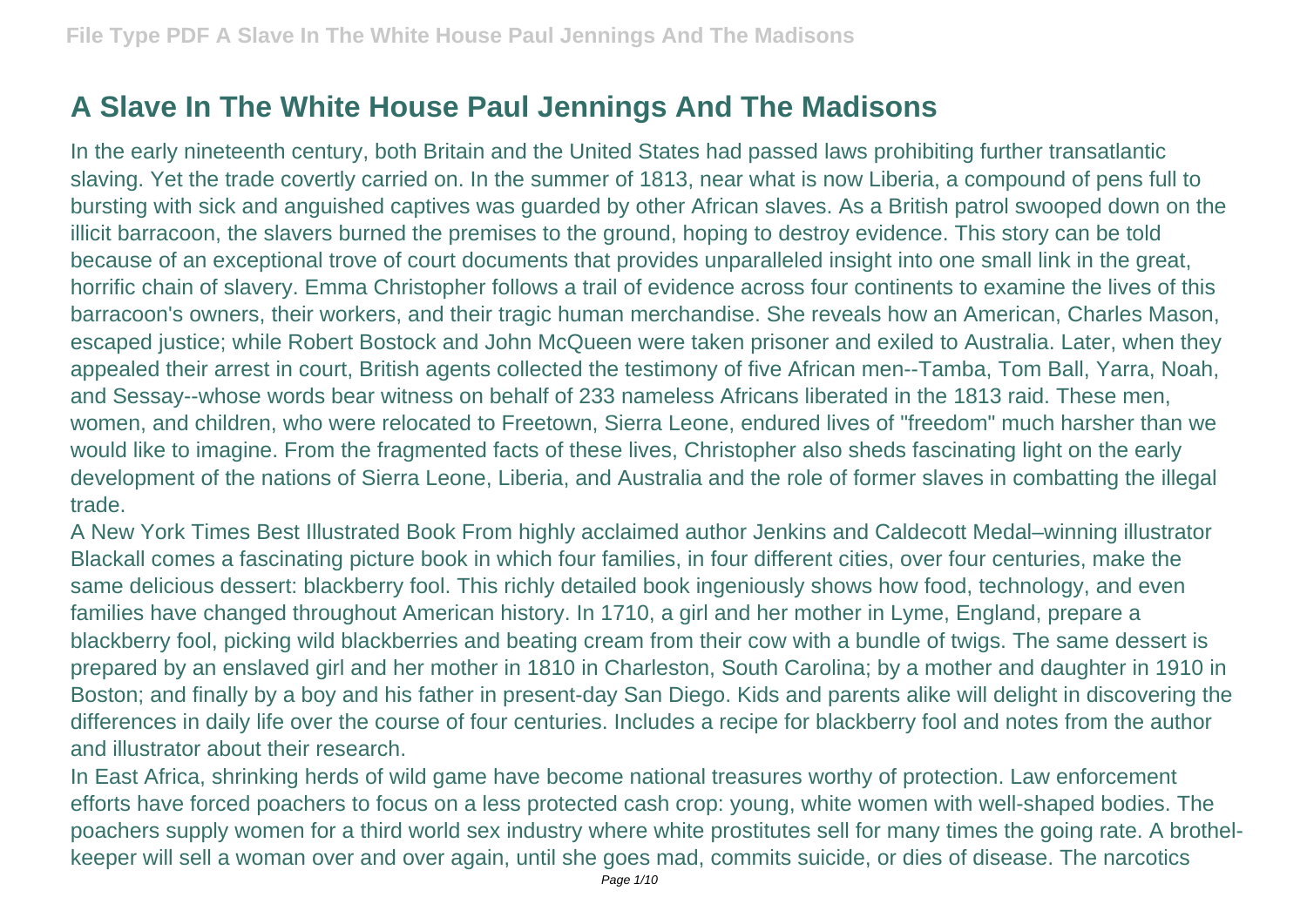# A Slave In The White House Paul Jennings And The Madisons

In the early nineteenth century, both Britain and the United States had passed laws prohibiting further transatlantic slaving. Yet the trade covertly carried on. In the summer of 1813, near what is now Liberia, a compound of pens full to bursting with sick and anguished captives was guarded by other African slaves. As a British patrol swooped down on the illicit barracoon, the slavers burned the premises to the ground, hoping to destroy evidence. This story can be told because of an exceptional trove of court documents that provides unparalleled insight into one small link in the great, horrific chain of slavery. Emma Christopher follows a trail of evidence across four continents to examine the lives of this barracoon's owners, their workers, and their tragic human merchandise. She reveals how an American, Charles Mason, escaped justice; while Robert Bostock and John McQueen were taken prisoner and exiled to Australia. Later, when they appealed their arrest in court, British agents collected the testimony of five African men--Tamba, Tom Ball, Yarra, Noah, and Sessay--whose words bear witness on behalf of 233 nameless Africans liberated in the 1813 raid. These men, women, and children, who were relocated to Freetown, Sierra Leone, endured lives of "freedom" much harsher than we would like to imagine. From the fragmented facts of these lives, Christopher also sheds fascinating light on the early development of the nations of Sierra Leone, Liberia, and Australia and the role of former slaves in combatting the illegal trade.

A New York Times Best Illustrated Book From highly acclaimed author Jenkins and Caldecott Medal–winning illustrator Blackall comes a fascinating picture book in which four families, in four different cities, over four centuries, make the same delicious dessert: blackberry fool. This richly detailed book ingeniously shows how food, technology, and even families have changed throughout American history. In 1710, a girl and her mother in Lyme, England, prepare a blackberry fool, picking wild blackberries and beating cream from their cow with a bundle of twigs. The same dessert is prepared by an enslaved girl and her mother in 1810 in Charleston, South Carolina; by a mother and daughter in 1910 in Boston; and finally by a boy and his father in present-day San Diego. Kids and parents alike will delight in discovering the differences in daily life over the course of four centuries. Includes a recipe for blackberry fool and notes from the author and illustrator about their research.

In East Africa, shrinking herds of wild game have become national treasures worthy of protection. Law enforcement efforts have forced poachers to focus on a less protected cash crop: young, white women with well-shaped bodies. The poachers supply women for a third world sex industry where white prostitutes sell for many times the going rate. A brothel-keeper will sell a woman over and over again, until she goes mad, commits suicide, or dies of disease. The narcotics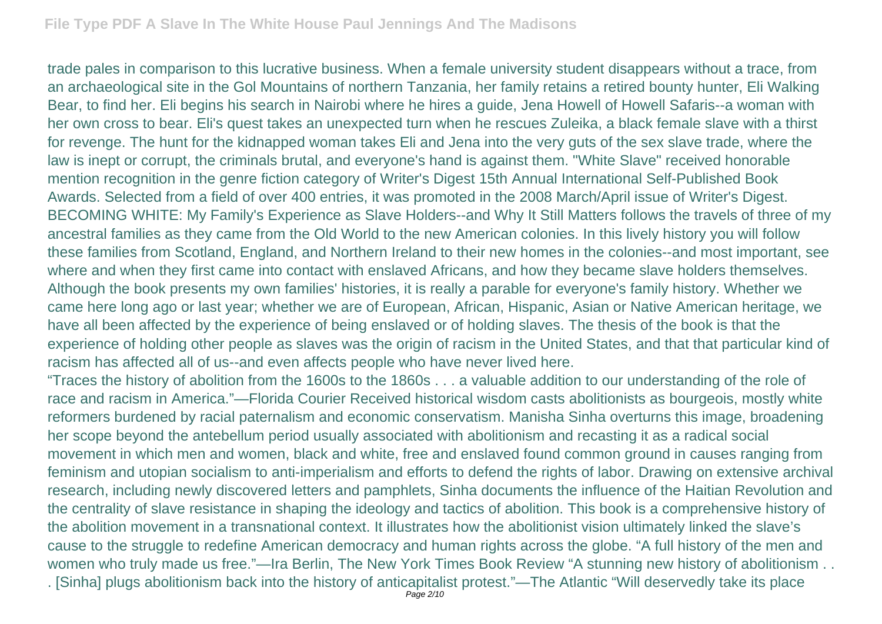trade pales in comparison to this lucrative business. When a female university student disappears without a trace, from an archaeological site in the Gol Mountains of northern Tanzania, her family retains a retired bounty hunter, Eli Walking Bear, to find her. Eli begins his search in Nairobi where he hires a guide, Jena Howell of Howell Safaris--a woman with her own cross to bear. Eli's quest takes an unexpected turn when he rescues Zuleika, a black female slave with a thirst for revenge. The hunt for the kidnapped woman takes Eli and Jena into the very guts of the sex slave trade, where the law is inept or corrupt, the criminals brutal, and everyone's hand is against them. "White Slave" received honorable mention recognition in the genre fiction category of Writer's Digest 15th Annual International Self-Published Book Awards. Selected from a field of over 400 entries, it was promoted in the 2008 March/April issue of Writer's Digest.

BECOMING WHITE: My Family's Experience as Slave Holders--and Why It Still Matters follows the travels of three of my ancestral families as they came from the Old World to the new American colonies. In this lively history you will follow these families from Scotland, England, and Northern Ireland to their new homes in the colonies--and most important, see where and when they first came into contact with enslaved Africans, and how they became slave holders themselves. Although the book presents my own families' histories, it is really a parable for everyone's family history. Whether we came here long ago or last year; whether we are of European, African, Hispanic, Asian or Native American heritage, we have all been affected by the experience of being enslaved or of holding slaves. The thesis of the book is that the experience of holding other people as slaves was the origin of racism in the United States, and that that particular kind of racism has affected all of us--and even affects people who have never lived here.

"Traces the history of abolition from the 1600s to the 1860s . . . a valuable addition to our understanding of the role of race and racism in America."—Florida Courier Received historical wisdom casts abolitionists as bourgeois, mostly white reformers burdened by racial paternalism and economic conservatism. Manisha Sinha overturns this image, broadening her scope beyond the antebellum period usually associated with abolitionism and recasting it as a radical social movement in which men and women, black and white, free and enslaved found common ground in causes ranging from feminism and utopian socialism to anti-imperialism and efforts to defend the rights of labor. Drawing on extensive archival research, including newly discovered letters and pamphlets, Sinha documents the influence of the Haitian Revolution and the centrality of slave resistance in shaping the ideology and tactics of abolition. This book is a comprehensive history of the abolition movement in a transnational context. It illustrates how the abolitionist vision ultimately linked the slave's cause to the struggle to redefine American democracy and human rights across the globe. "A full history of the men and women who truly made us free."—Ira Berlin, The New York Times Book Review "A stunning new history of abolitionism . . . [Sinha] plugs abolitionism back into the history of anticapitalist protest."—The Atlantic "Will deservedly take its place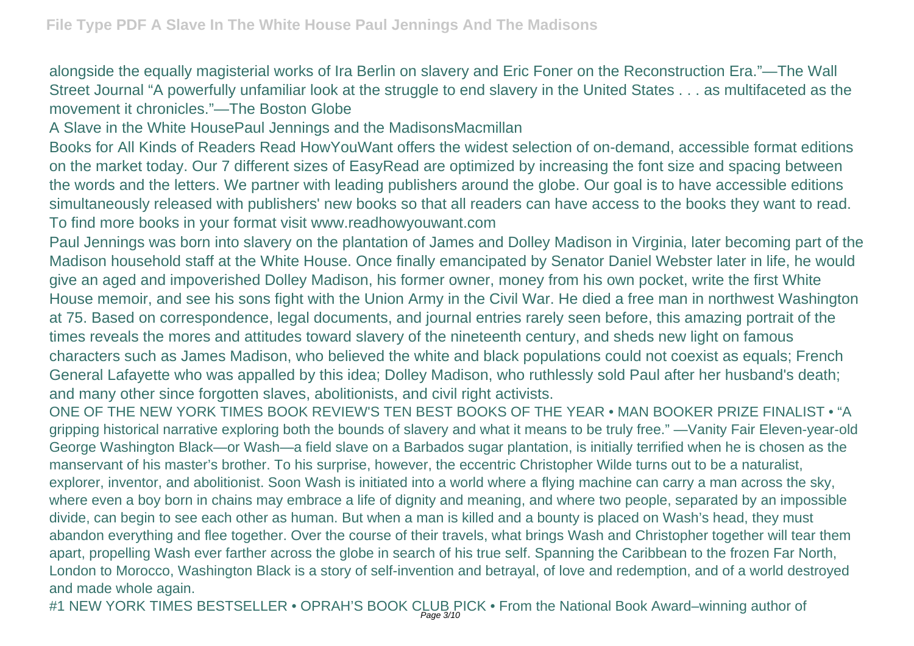alongside the equally magisterial works of Ira Berlin on slavery and Eric Foner on the Reconstruction Era."—The Wall Street Journal "A powerfully unfamiliar look at the struggle to end slavery in the United States . . . as multifaceted as the movement it chronicles."—The Boston Globe

A Slave in the White HousePaul Jennings and the MadisonsMacmillan

Books for All Kinds of Readers Read HowYouWant offers the widest selection of on-demand, accessible format editions on the market today. Our 7 different sizes of EasyRead are optimized by increasing the font size and spacing between the words and the letters. We partner with leading publishers around the globe. Our goal is to have accessible editions simultaneously released with publishers' new books so that all readers can have access to the books they want to read. To find more books in your format visit www.readhowyouwant.com

Paul Jennings was born into slavery on the plantation of James and Dolley Madison in Virginia, later becoming part of the Madison household staff at the White House. Once finally emancipated by Senator Daniel Webster later in life, he would give an aged and impoverished Dolley Madison, his former owner, money from his own pocket, write the first White House memoir, and see his sons fight with the Union Army in the Civil War. He died a free man in northwest Washington at 75. Based on correspondence, legal documents, and journal entries rarely seen before, this amazing portrait of the times reveals the mores and attitudes toward slavery of the nineteenth century, and sheds new light on famous characters such as James Madison, who believed the white and black populations could not coexist as equals; French General Lafayette who was appalled by this idea; Dolley Madison, who ruthlessly sold Paul after her husband's death; and many other since forgotten slaves, abolitionists, and civil right activists.

ONE OF THE NEW YORK TIMES BOOK REVIEW'S TEN BEST BOOKS OF THE YEAR • MAN BOOKER PRIZE FINALIST • "A gripping historical narrative exploring both the bounds of slavery and what it means to be truly free." —Vanity Fair Eleven-year-old George Washington Black—or Wash—a field slave on a Barbados sugar plantation, is initially terrified when he is chosen as the manservant of his master's brother. To his surprise, however, the eccentric Christopher Wilde turns out to be a naturalist, explorer, inventor, and abolitionist. Soon Wash is initiated into a world where a flying machine can carry a man across the sky, where even a boy born in chains may embrace a life of dignity and meaning, and where two people, separated by an impossible divide, can begin to see each other as human. But when a man is killed and a bounty is placed on Wash's head, they must abandon everything and flee together. Over the course of their travels, what brings Wash and Christopher together will tear them apart, propelling Wash ever farther across the globe in search of his true self. Spanning the Caribbean to the frozen Far North, London to Morocco, Washington Black is a story of self-invention and betrayal, of love and redemption, and of a world destroyed and made whole again.

#1 NEW YORK TIMES BESTSELLER • OPRAH'S BOOK CLUB PICK • From the National Book Award–winning author of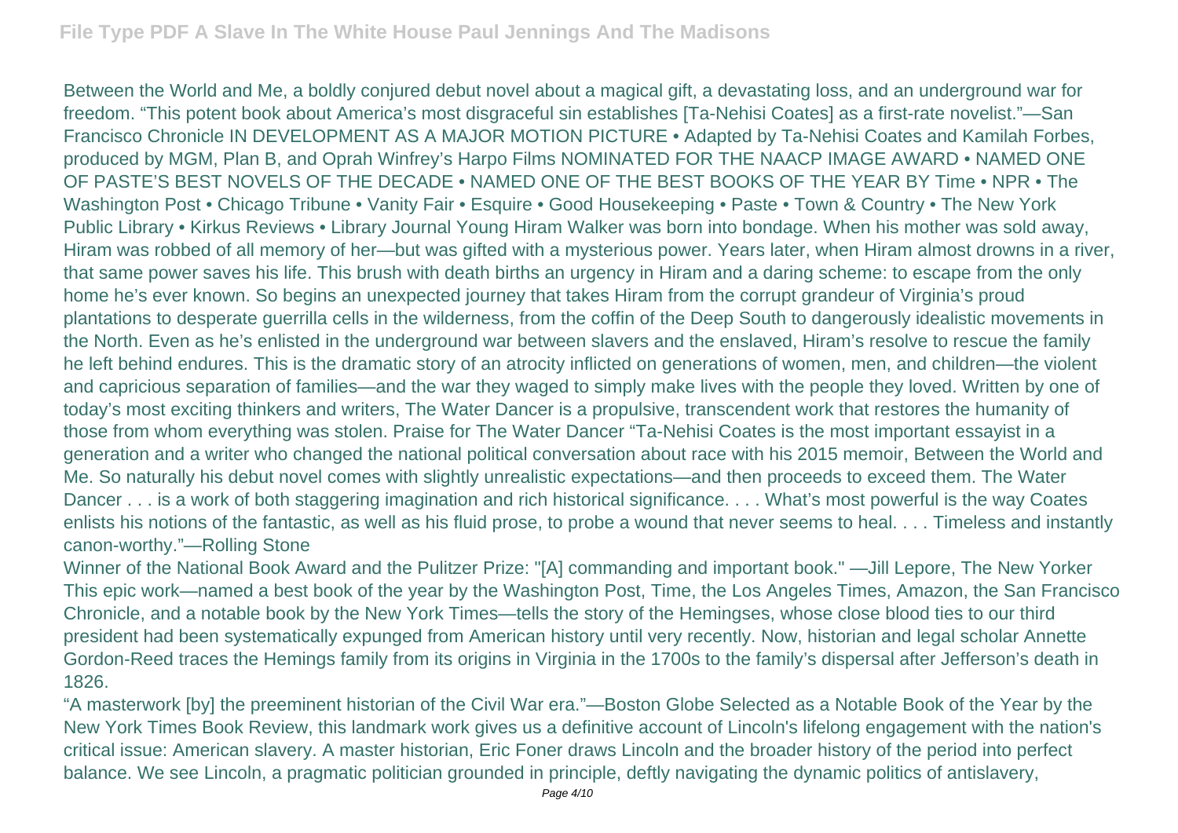Between the World and Me, a boldly conjured debut novel about a magical gift, a devastating loss, and an underground war for freedom. “This potent book about America’s most disgraceful sin establishes [Ta-Nehisi Coates] as a first-rate novelist.”—San Francisco Chronicle IN DEVELOPMENT AS A MAJOR MOTION PICTURE • Adapted by Ta-Nehisi Coates and Kamilah Forbes, produced by MGM, Plan B, and Oprah Winfrey’s Harpo Films NOMINATED FOR THE NAACP IMAGE AWARD • NAMED ONE OF PASTE’S BEST NOVELS OF THE DECADE • NAMED ONE OF THE BEST BOOKS OF THE YEAR BY Time • NPR • The Washington Post • Chicago Tribune • Vanity Fair • Esquire • Good Housekeeping • Paste • Town & Country • The New York Public Library • Kirkus Reviews • Library Journal Young Hiram Walker was born into bondage. When his mother was sold away, Hiram was robbed of all memory of her—but was gifted with a mysterious power. Years later, when Hiram almost drowns in a river, that same power saves his life. This brush with death births an urgency in Hiram and a daring scheme: to escape from the only home he’s ever known. So begins an unexpected journey that takes Hiram from the corrupt grandeur of Virginia’s proud plantations to desperate guerrilla cells in the wilderness, from the coffin of the Deep South to dangerously idealistic movements in the North. Even as he’s enlisted in the underground war between slavers and the enslaved, Hiram’s resolve to rescue the family he left behind endures. This is the dramatic story of an atrocity inflicted on generations of women, men, and children—the violent and capricious separation of families—and the war they waged to simply make lives with the people they loved. Written by one of today’s most exciting thinkers and writers, The Water Dancer is a propulsive, transcendent work that restores the humanity of those from whom everything was stolen. Praise for The Water Dancer “Ta-Nehisi Coates is the most important essayist in a generation and a writer who changed the national political conversation about race with his 2015 memoir, Between the World and Me. So naturally his debut novel comes with slightly unrealistic expectations—and then proceeds to exceed them. The Water Dancer . . . is a work of both staggering imagination and rich historical significance. . . . What’s most powerful is the way Coates enlists his notions of the fantastic, as well as his fluid prose, to probe a wound that never seems to heal. . . . Timeless and instantly canon-worthy.”—Rolling Stone

Winner of the National Book Award and the Pulitzer Prize: "[A] commanding and important book." —Jill Lepore, The New Yorker This epic work—named a best book of the year by the Washington Post, Time, the Los Angeles Times, Amazon, the San Francisco Chronicle, and a notable book by the New York Times—tells the story of the Hemingses, whose close blood ties to our third president had been systematically expunged from American history until very recently. Now, historian and legal scholar Annette Gordon-Reed traces the Hemings family from its origins in Virginia in the 1700s to the family’s dispersal after Jefferson’s death in 1826.

“A masterwork [by] the preeminent historian of the Civil War era.”—Boston Globe Selected as a Notable Book of the Year by the New York Times Book Review, this landmark work gives us a definitive account of Lincoln's lifelong engagement with the nation's critical issue: American slavery. A master historian, Eric Foner draws Lincoln and the broader history of the period into perfect balance. We see Lincoln, a pragmatic politician grounded in principle, deftly navigating the dynamic politics of antislavery,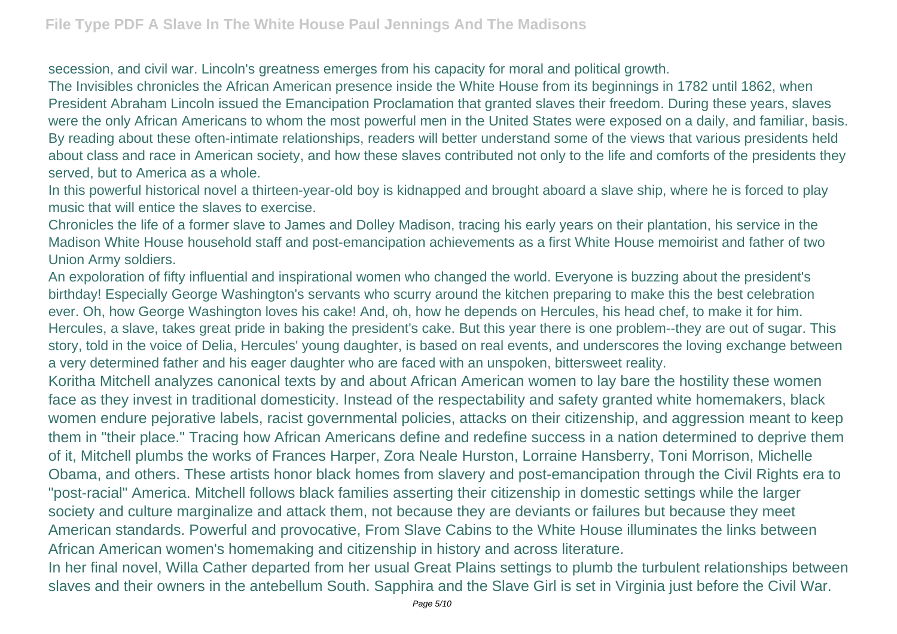secession, and civil war. Lincoln's greatness emerges from his capacity for moral and political growth.

The Invisibles chronicles the African American presence inside the White House from its beginnings in 1782 until 1862, when President Abraham Lincoln issued the Emancipation Proclamation that granted slaves their freedom. During these years, slaves were the only African Americans to whom the most powerful men in the United States were exposed on a daily, and familiar, basis. By reading about these often-intimate relationships, readers will better understand some of the views that various presidents held about class and race in American society, and how these slaves contributed not only to the life and comforts of the presidents they served, but to America as a whole.

In this powerful historical novel a thirteen-year-old boy is kidnapped and brought aboard a slave ship, where he is forced to play music that will entice the slaves to exercise.

Chronicles the life of a former slave to James and Dolley Madison, tracing his early years on their plantation, his service in the Madison White House household staff and post-emancipation achievements as a first White House memoirist and father of two Union Army soldiers.

An expoloration of fifty influential and inspirational women who changed the world. Everyone is buzzing about the president's birthday! Especially George Washington's servants who scurry around the kitchen preparing to make this the best celebration ever. Oh, how George Washington loves his cake! And, oh, how he depends on Hercules, his head chef, to make it for him. Hercules, a slave, takes great pride in baking the president's cake. But this year there is one problem--they are out of sugar. This story, told in the voice of Delia, Hercules' young daughter, is based on real events, and underscores the loving exchange between a very determined father and his eager daughter who are faced with an unspoken, bittersweet reality.

Koritha Mitchell analyzes canonical texts by and about African American women to lay bare the hostility these women face as they invest in traditional domesticity. Instead of the respectability and safety granted white homemakers, black women endure pejorative labels, racist governmental policies, attacks on their citizenship, and aggression meant to keep them in "their place." Tracing how African Americans define and redefine success in a nation determined to deprive them of it, Mitchell plumbs the works of Frances Harper, Zora Neale Hurston, Lorraine Hansberry, Toni Morrison, Michelle Obama, and others. These artists honor black homes from slavery and post-emancipation through the Civil Rights era to "post-racial" America. Mitchell follows black families asserting their citizenship in domestic settings while the larger society and culture marginalize and attack them, not because they are deviants or failures but because they meet American standards. Powerful and provocative, From Slave Cabins to the White House illuminates the links between African American women's homemaking and citizenship in history and across literature.

In her final novel, Willa Cather departed from her usual Great Plains settings to plumb the turbulent relationships between slaves and their owners in the antebellum South. Sapphira and the Slave Girl is set in Virginia just before the Civil War.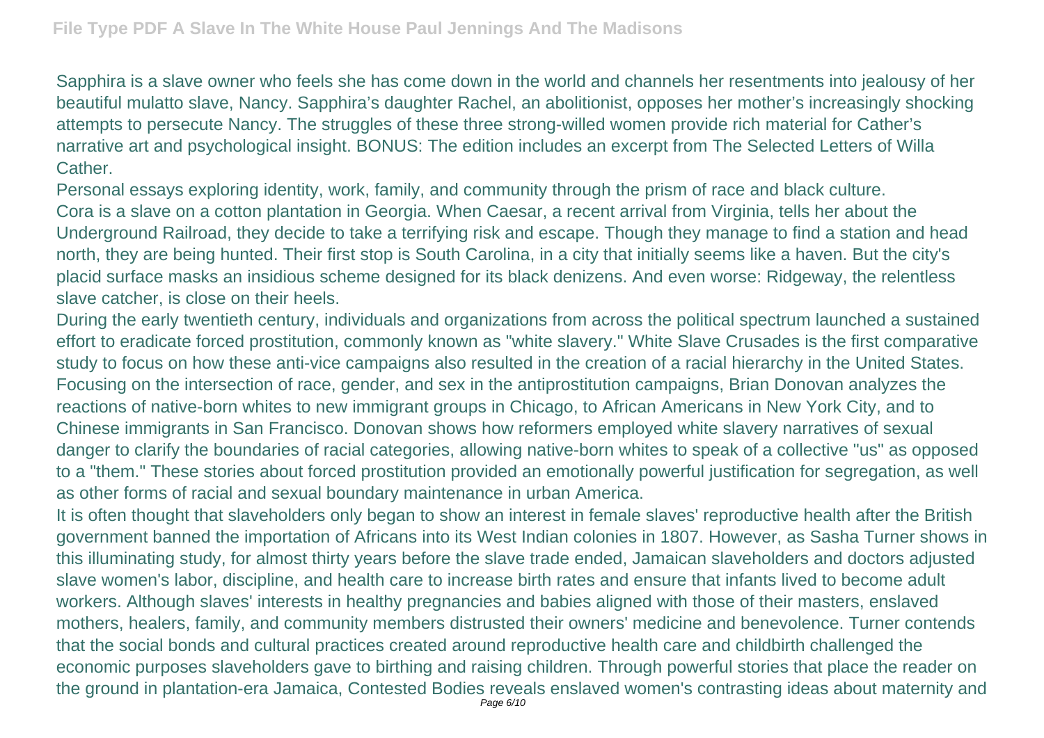Sapphira is a slave owner who feels she has come down in the world and channels her resentments into jealousy of her beautiful mulatto slave, Nancy. Sapphira's daughter Rachel, an abolitionist, opposes her mother's increasingly shocking attempts to persecute Nancy. The struggles of these three strong-willed women provide rich material for Cather's narrative art and psychological insight. BONUS: The edition includes an excerpt from The Selected Letters of Willa Cather.

Personal essays exploring identity, work, family, and community through the prism of race and black culture.

Cora is a slave on a cotton plantation in Georgia. When Caesar, a recent arrival from Virginia, tells her about the Underground Railroad, they decide to take a terrifying risk and escape. Though they manage to find a station and head north, they are being hunted. Their first stop is South Carolina, in a city that initially seems like a haven. But the city's placid surface masks an insidious scheme designed for its black denizens. And even worse: Ridgeway, the relentless slave catcher, is close on their heels.

During the early twentieth century, individuals and organizations from across the political spectrum launched a sustained effort to eradicate forced prostitution, commonly known as "white slavery." White Slave Crusades is the first comparative study to focus on how these anti-vice campaigns also resulted in the creation of a racial hierarchy in the United States. Focusing on the intersection of race, gender, and sex in the antiprostitution campaigns, Brian Donovan analyzes the reactions of native-born whites to new immigrant groups in Chicago, to African Americans in New York City, and to Chinese immigrants in San Francisco. Donovan shows how reformers employed white slavery narratives of sexual danger to clarify the boundaries of racial categories, allowing native-born whites to speak of a collective "us" as opposed to a "them." These stories about forced prostitution provided an emotionally powerful justification for segregation, as well as other forms of racial and sexual boundary maintenance in urban America.

It is often thought that slaveholders only began to show an interest in female slaves' reproductive health after the British government banned the importation of Africans into its West Indian colonies in 1807. However, as Sasha Turner shows in this illuminating study, for almost thirty years before the slave trade ended, Jamaican slaveholders and doctors adjusted slave women's labor, discipline, and health care to increase birth rates and ensure that infants lived to become adult workers. Although slaves' interests in healthy pregnancies and babies aligned with those of their masters, enslaved mothers, healers, family, and community members distrusted their owners' medicine and benevolence. Turner contends that the social bonds and cultural practices created around reproductive health care and childbirth challenged the economic purposes slaveholders gave to birthing and raising children. Through powerful stories that place the reader on the ground in plantation-era Jamaica, Contested Bodies reveals enslaved women's contrasting ideas about maternity and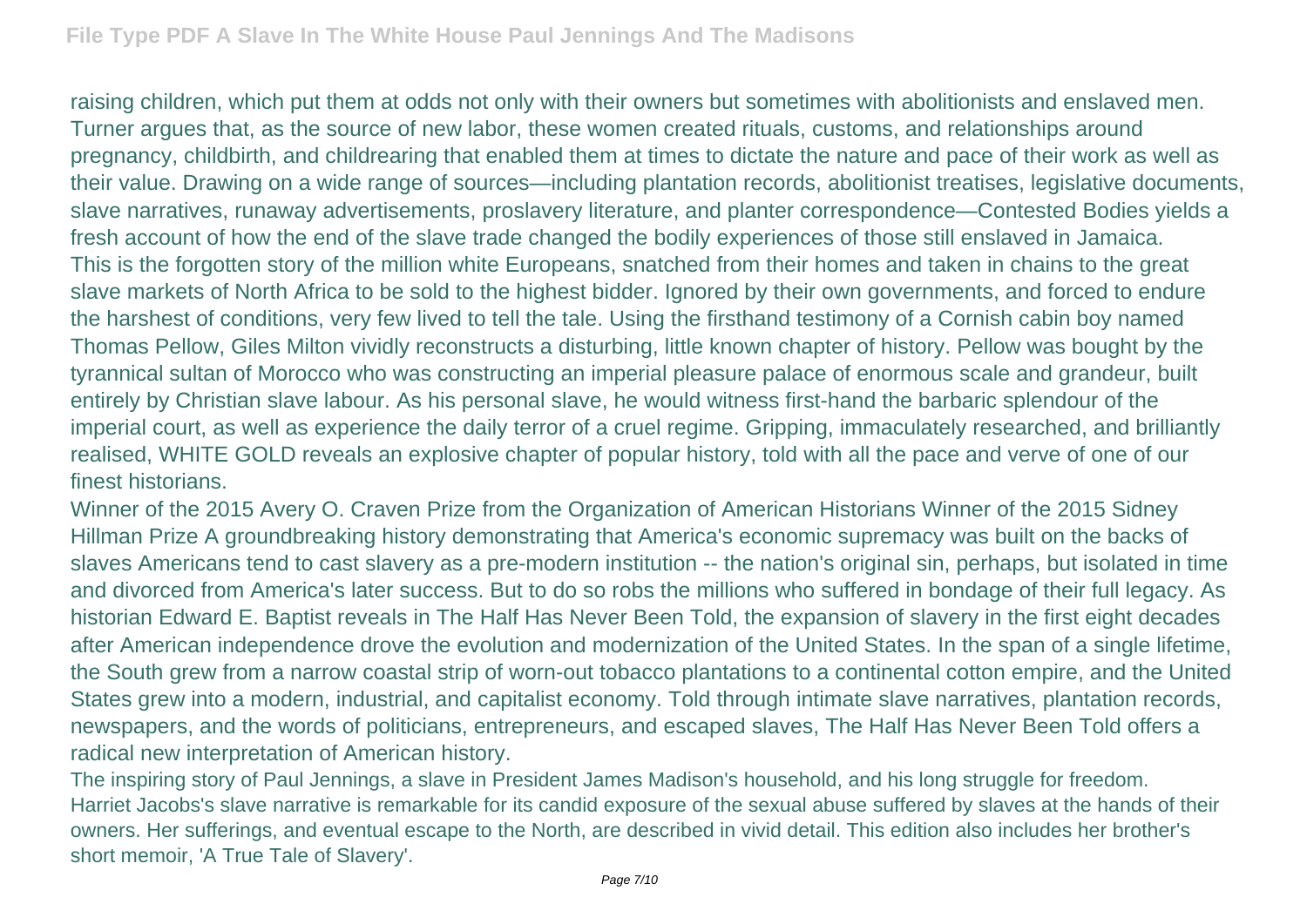raising children, which put them at odds not only with their owners but sometimes with abolitionists and enslaved men. Turner argues that, as the source of new labor, these women created rituals, customs, and relationships around pregnancy, childbirth, and childrearing that enabled them at times to dictate the nature and pace of their work as well as their value. Drawing on a wide range of sources—including plantation records, abolitionist treatises, legislative documents, slave narratives, runaway advertisements, proslavery literature, and planter correspondence—Contested Bodies yields a fresh account of how the end of the slave trade changed the bodily experiences of those still enslaved in Jamaica.

This is the forgotten story of the million white Europeans, snatched from their homes and taken in chains to the great slave markets of North Africa to be sold to the highest bidder. Ignored by their own governments, and forced to endure the harshest of conditions, very few lived to tell the tale. Using the firsthand testimony of a Cornish cabin boy named Thomas Pellow, Giles Milton vividly reconstructs a disturbing, little known chapter of history. Pellow was bought by the tyrannical sultan of Morocco who was constructing an imperial pleasure palace of enormous scale and grandeur, built entirely by Christian slave labour. As his personal slave, he would witness first-hand the barbaric splendour of the imperial court, as well as experience the daily terror of a cruel regime. Gripping, immaculately researched, and brilliantly realised, WHITE GOLD reveals an explosive chapter of popular history, told with all the pace and verve of one of our finest historians.

Winner of the 2015 Avery O. Craven Prize from the Organization of American Historians Winner of the 2015 Sidney Hillman Prize A groundbreaking history demonstrating that America's economic supremacy was built on the backs of slaves Americans tend to cast slavery as a pre-modern institution -- the nation's original sin, perhaps, but isolated in time and divorced from America's later success. But to do so robs the millions who suffered in bondage of their full legacy. As historian Edward E. Baptist reveals in The Half Has Never Been Told, the expansion of slavery in the first eight decades after American independence drove the evolution and modernization of the United States. In the span of a single lifetime, the South grew from a narrow coastal strip of worn-out tobacco plantations to a continental cotton empire, and the United States grew into a modern, industrial, and capitalist economy. Told through intimate slave narratives, plantation records, newspapers, and the words of politicians, entrepreneurs, and escaped slaves, The Half Has Never Been Told offers a radical new interpretation of American history.

The inspiring story of Paul Jennings, a slave in President James Madison's household, and his long struggle for freedom.

Harriet Jacobs's slave narrative is remarkable for its candid exposure of the sexual abuse suffered by slaves at the hands of their owners. Her sufferings, and eventual escape to the North, are described in vivid detail. This edition also includes her brother's short memoir, 'A True Tale of Slavery'.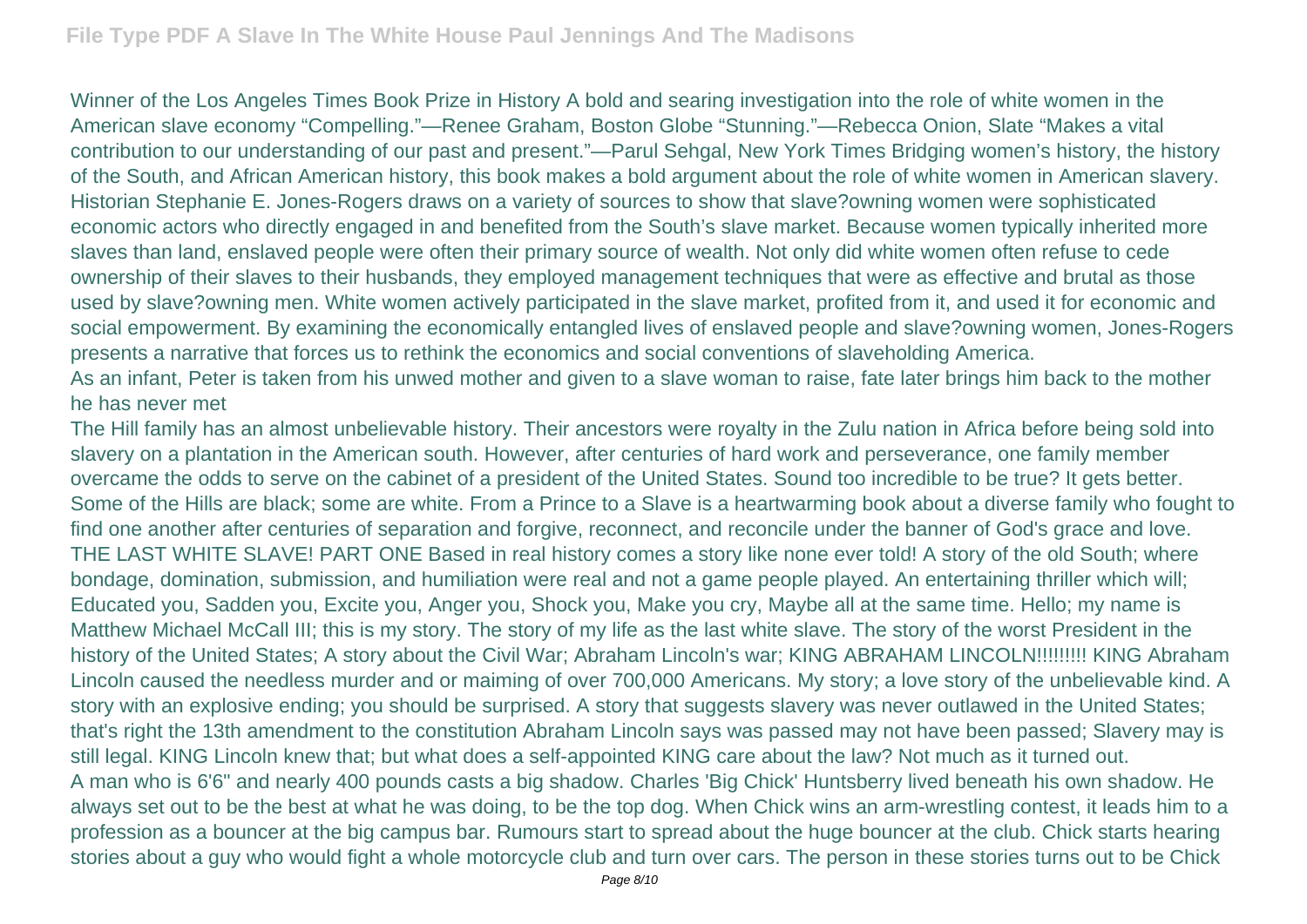Winner of the Los Angeles Times Book Prize in History A bold and searing investigation into the role of white women in the American slave economy "Compelling."—Renee Graham, Boston Globe "Stunning."—Rebecca Onion, Slate "Makes a vital contribution to our understanding of our past and present."—Parul Sehgal, New York Times Bridging women's history, the history of the South, and African American history, this book makes a bold argument about the role of white women in American slavery. Historian Stephanie E. Jones-Rogers draws on a variety of sources to show that slave?owning women were sophisticated economic actors who directly engaged in and benefited from the South's slave market. Because women typically inherited more slaves than land, enslaved people were often their primary source of wealth. Not only did white women often refuse to cede ownership of their slaves to their husbands, they employed management techniques that were as effective and brutal as those used by slave?owning men. White women actively participated in the slave market, profited from it, and used it for economic and social empowerment. By examining the economically entangled lives of enslaved people and slave?owning women, Jones-Rogers presents a narrative that forces us to rethink the economics and social conventions of slaveholding America.

As an infant, Peter is taken from his unwed mother and given to a slave woman to raise, fate later brings him back to the mother he has never met

The Hill family has an almost unbelievable history. Their ancestors were royalty in the Zulu nation in Africa before being sold into slavery on a plantation in the American south. However, after centuries of hard work and perseverance, one family member overcame the odds to serve on the cabinet of a president of the United States. Sound too incredible to be true? It gets better. Some of the Hills are black; some are white. From a Prince to a Slave is a heartwarming book about a diverse family who fought to find one another after centuries of separation and forgive, reconnect, and reconcile under the banner of God's grace and love.

THE LAST WHITE SLAVE! PART ONE Based in real history comes a story like none ever told! A story of the old South; where bondage, domination, submission, and humiliation were real and not a game people played. An entertaining thriller which will; Educated you, Sadden you, Excite you, Anger you, Shock you, Make you cry, Maybe all at the same time. Hello; my name is Matthew Michael McCall III; this is my story. The story of my life as the last white slave. The story of the worst President in the history of the United States; A story about the Civil War; Abraham Lincoln's war; KING ABRAHAM LINCOLN!!!!!!!!! KING Abraham Lincoln caused the needless murder and or maiming of over 700,000 Americans. My story; a love story of the unbelievable kind. A story with an explosive ending; you should be surprised. A story that suggests slavery was never outlawed in the United States; that's right the 13th amendment to the constitution Abraham Lincoln says was passed may not have been passed; Slavery may is still legal. KING Lincoln knew that; but what does a self-appointed KING care about the law? Not much as it turned out.

A man who is 6'6" and nearly 400 pounds casts a big shadow. Charles 'Big Chick' Huntsberry lived beneath his own shadow. He always set out to be the best at what he was doing, to be the top dog. When Chick wins an arm-wrestling contest, it leads him to a profession as a bouncer at the big campus bar. Rumours start to spread about the huge bouncer at the club. Chick starts hearing stories about a guy who would fight a whole motorcycle club and turn over cars. The person in these stories turns out to be Chick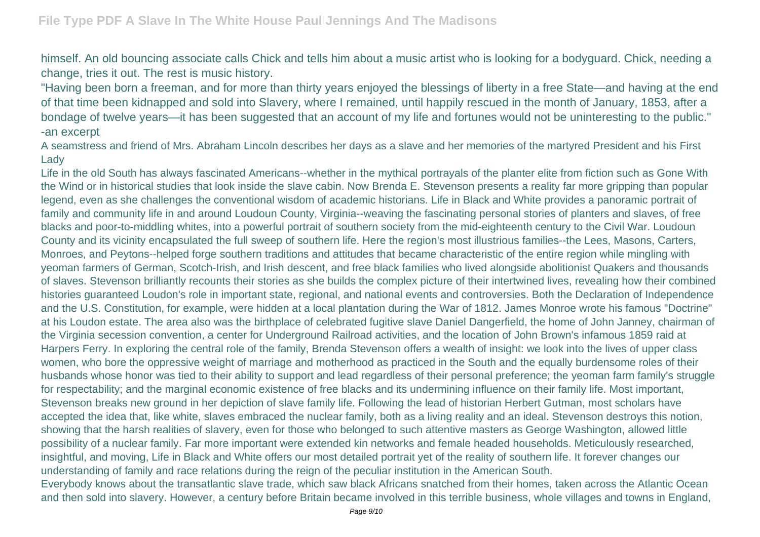himself. An old bouncing associate calls Chick and tells him about a music artist who is looking for a bodyguard. Chick, needing a change, tries it out. The rest is music history.

"Having been born a freeman, and for more than thirty years enjoyed the blessings of liberty in a free State—and having at the end of that time been kidnapped and sold into Slavery, where I remained, until happily rescued in the month of January, 1853, after a bondage of twelve years—it has been suggested that an account of my life and fortunes would not be uninteresting to the public." -an excerpt

A seamstress and friend of Mrs. Abraham Lincoln describes her days as a slave and her memories of the martyred President and his First Lady

Life in the old South has always fascinated Americans--whether in the mythical portrayals of the planter elite from fiction such as Gone With the Wind or in historical studies that look inside the slave cabin. Now Brenda E. Stevenson presents a reality far more gripping than popular legend, even as she challenges the conventional wisdom of academic historians. Life in Black and White provides a panoramic portrait of family and community life in and around Loudoun County, Virginia--weaving the fascinating personal stories of planters and slaves, of free blacks and poor-to-middling whites, into a powerful portrait of southern society from the mid-eighteenth century to the Civil War. Loudoun County and its vicinity encapsulated the full sweep of southern life. Here the region's most illustrious families--the Lees, Masons, Carters, Monroes, and Peytons--helped forge southern traditions and attitudes that became characteristic of the entire region while mingling with yeoman farmers of German, Scotch-Irish, and Irish descent, and free black families who lived alongside abolitionist Quakers and thousands of slaves. Stevenson brilliantly recounts their stories as she builds the complex picture of their intertwined lives, revealing how their combined histories guaranteed Loudon's role in important state, regional, and national events and controversies. Both the Declaration of Independence and the U.S. Constitution, for example, were hidden at a local plantation during the War of 1812. James Monroe wrote his famous "Doctrine" at his Loudon estate. The area also was the birthplace of celebrated fugitive slave Daniel Dangerfield, the home of John Janney, chairman of the Virginia secession convention, a center for Underground Railroad activities, and the location of John Brown's infamous 1859 raid at Harpers Ferry. In exploring the central role of the family, Brenda Stevenson offers a wealth of insight: we look into the lives of upper class women, who bore the oppressive weight of marriage and motherhood as practiced in the South and the equally burdensome roles of their husbands whose honor was tied to their ability to support and lead regardless of their personal preference; the yeoman farm family's struggle for respectability; and the marginal economic existence of free blacks and its undermining influence on their family life. Most important, Stevenson breaks new ground in her depiction of slave family life. Following the lead of historian Herbert Gutman, most scholars have accepted the idea that, like white, slaves embraced the nuclear family, both as a living reality and an ideal. Stevenson destroys this notion, showing that the harsh realities of slavery, even for those who belonged to such attentive masters as George Washington, allowed little possibility of a nuclear family. Far more important were extended kin networks and female headed households. Meticulously researched, insightful, and moving, Life in Black and White offers our most detailed portrait yet of the reality of southern life. It forever changes our understanding of family and race relations during the reign of the peculiar institution in the American South.

Everybody knows about the transatlantic slave trade, which saw black Africans snatched from their homes, taken across the Atlantic Ocean and then sold into slavery. However, a century before Britain became involved in this terrible business, whole villages and towns in England,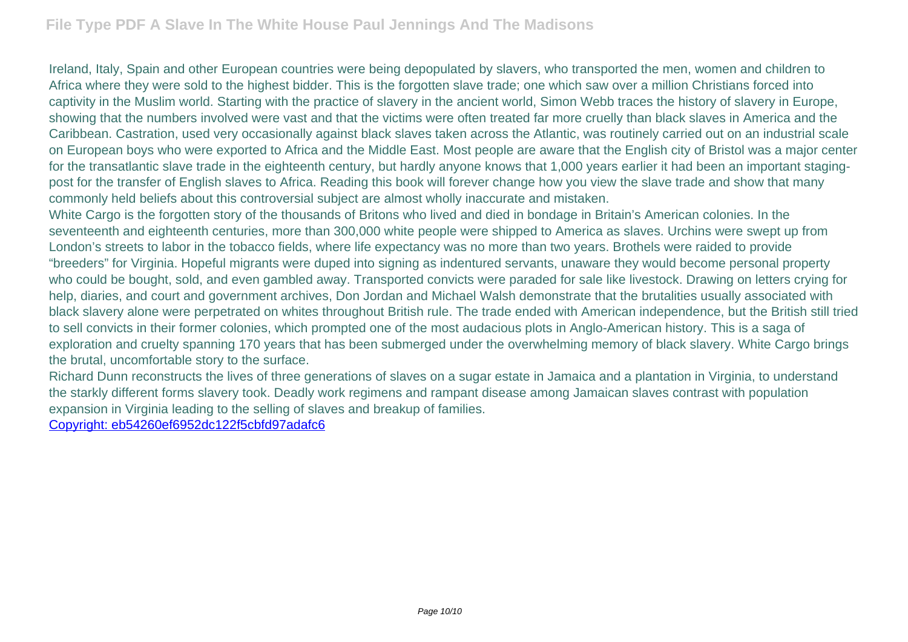Ireland, Italy, Spain and other European countries were being depopulated by slavers, who transported the men, women and children to Africa where they were sold to the highest bidder. This is the forgotten slave trade; one which saw over a million Christians forced into captivity in the Muslim world. Starting with the practice of slavery in the ancient world, Simon Webb traces the history of slavery in Europe, showing that the numbers involved were vast and that the victims were often treated far more cruelly than black slaves in America and the Caribbean. Castration, used very occasionally against black slaves taken across the Atlantic, was routinely carried out on an industrial scale on European boys who were exported to Africa and the Middle East. Most people are aware that the English city of Bristol was a major center for the transatlantic slave trade in the eighteenth century, but hardly anyone knows that 1,000 years earlier it had been an important staging-post for the transfer of English slaves to Africa. Reading this book will forever change how you view the slave trade and show that many commonly held beliefs about this controversial subject are almost wholly inaccurate and mistaken.

White Cargo is the forgotten story of the thousands of Britons who lived and died in bondage in Britain's American colonies. In the seventeenth and eighteenth centuries, more than 300,000 white people were shipped to America as slaves. Urchins were swept up from London's streets to labor in the tobacco fields, where life expectancy was no more than two years. Brothels were raided to provide "breeders" for Virginia. Hopeful migrants were duped into signing as indentured servants, unaware they would become personal property who could be bought, sold, and even gambled away. Transported convicts were paraded for sale like livestock. Drawing on letters crying for help, diaries, and court and government archives, Don Jordan and Michael Walsh demonstrate that the brutalities usually associated with black slavery alone were perpetrated on whites throughout British rule. The trade ended with American independence, but the British still tried to sell convicts in their former colonies, which prompted one of the most audacious plots in Anglo-American history. This is a saga of exploration and cruelty spanning 170 years that has been submerged under the overwhelming memory of black slavery. White Cargo brings the brutal, uncomfortable story to the surface.

Richard Dunn reconstructs the lives of three generations of slaves on a sugar estate in Jamaica and a plantation in Virginia, to understand the starkly different forms slavery took. Deadly work regimens and rampant disease among Jamaican slaves contrast with population expansion in Virginia leading to the selling of slaves and breakup of families.

Copyright: eb54260ef6952dc122f5cbfd97adafc6